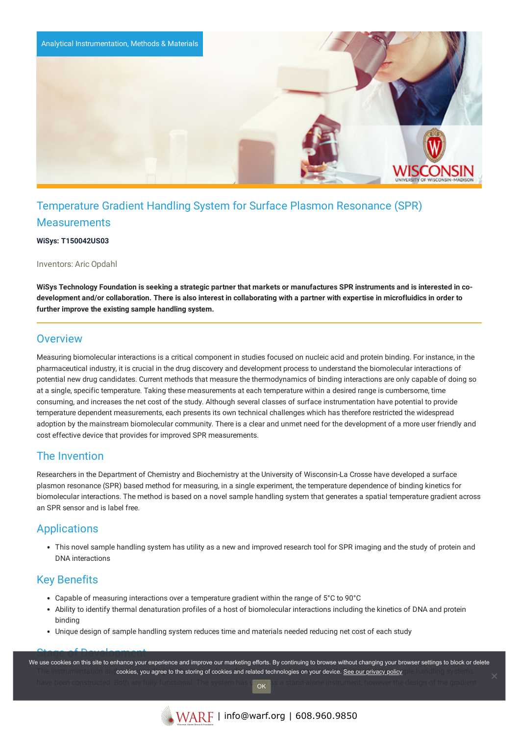Analytical Instrumentation, Methods & Materials

# Temperature Gradient Handling System for Surface Plasmon Resonance (SPR) Measurements

**WiSys: T150042US03**

Inventors: Aric Opdahl

**WiSys Technology Foundation is seeking a strategic partner that markets or manufactures SPR instruments and is interested in co-development and/or collaboration. There is also interest in collaborating with a partner with expertise in microfluidics in order to further improve the existing sample handling system.**

## Overview

Measuring biomolecular interactions is a critical component in studies focused on nucleic acid and protein binding. For instance, in the pharmaceutical industry, it is crucial in the drug discovery and development process to understand the biomolecular interactions of potential new drug candidates. Current methods that measure the thermodynamics of binding interactions are only capable of doing so at a single, specific temperature. Taking these measurements at each temperature within a desired range is cumbersome, time consuming, and increases the net cost of the study. Although several classes of surface instrumentation have potential to provide temperature dependent measurements, each presents its own technical challenges which has therefore restricted the widespread adoption by the mainstream biomolecular community. There is a clear and unmet need for the development of a more user friendly and cost effective device that provides for improved SPR measurements.

## The Invention

Researchers in the Department of Chemistry and Biochemistry at the University of Wisconsin-La Crosse have developed a surface plasmon resonance (SPR) based method for measuring, in a single experiment, the temperature dependence of binding kinetics for biomolecular interactions. The method is based on a novel sample handling system that generates a spatial temperature gradient across an SPR sensor and is label free.

## Applications

- This novel sample handling system has utility as a new and improved research tool for SPR imaging and the study of protein and DNA interactions

## Key Benefits

- Capable of measuring interactions over a temperature gradient within the range of 5°C to 90°C
- Ability to identify thermal denaturation profiles of a host of biomolecular interactions including the kinetics of DNA and protein binding
- Unique design of sample handling system reduces time and materials needed reducing net cost of each study

## Stage of Development

The instrumentation and ... sample handling systems have been constructed. Both are fully functional. The system has ... as a stand-alone instrument, however the design of the gradient

We use cookies on this site to enhance your experience and improve our marketing efforts. By continuing to browse without changing your browser settings to block or delete cookies, you agree to the storing of cookies and related technologies on your device. See our privacy policy

OK

WARF | info@warf.org | 608.960.9850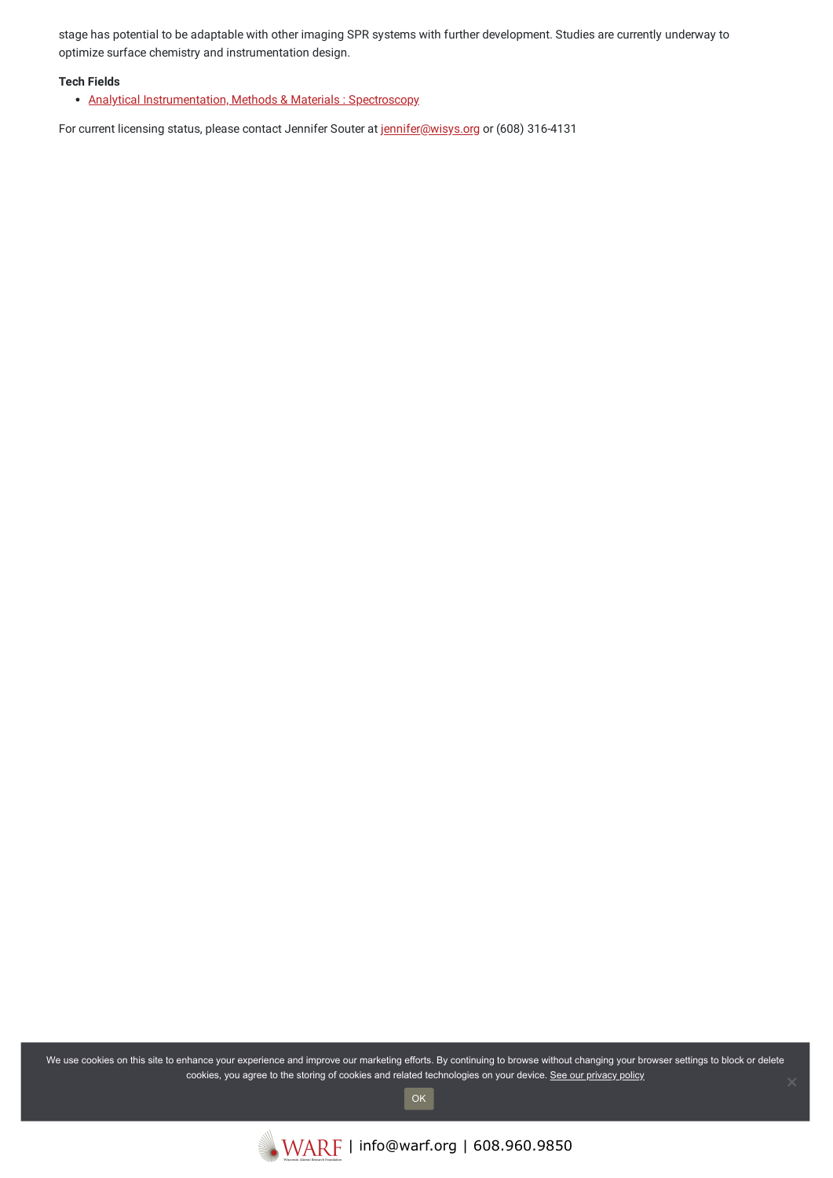stage has potential to be adaptable with other imaging SPR systems with further development. Studies are currently underway to optimize surface chemistry and instrumentation design.

**Tech Fields**

- Analytical Instrumentation, Methods & Materials : Spectroscopy

For current licensing status, please contact Jennifer Souter at jennifer@wisys.org or (608) 316-4131

We use cookies on this site to enhance your experience and improve our marketing efforts. By continuing to browse without changing your browser settings to block or delete cookies, you agree to the storing of cookies and related technologies on your device. See our privacy policy

OK

WARF | info@warf.org | 608.960.9850